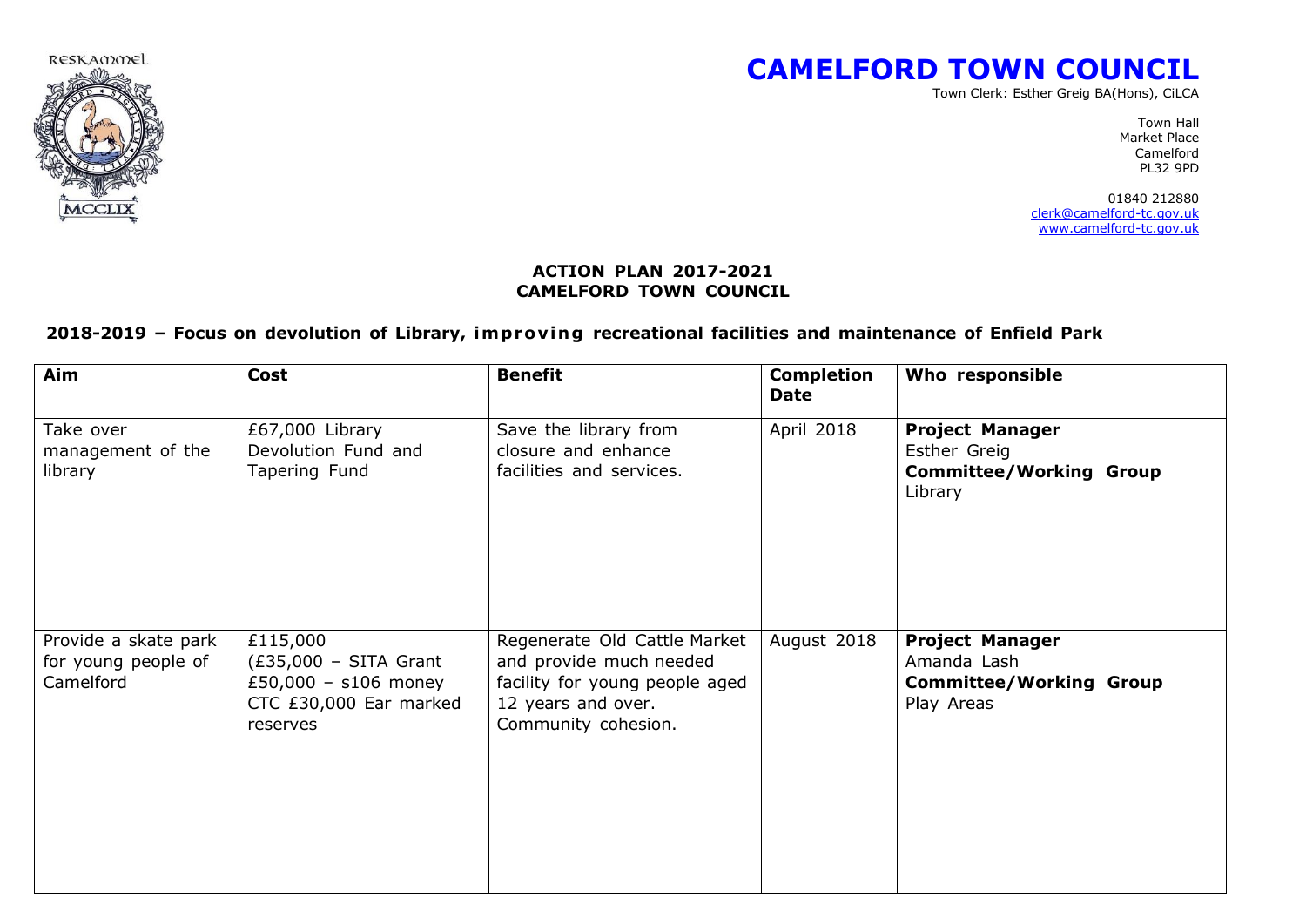RESKAMMEL

MCCLIX

# CAMELFORD TOWN COUNCIL

Town Clerk: Esther Greig BA(Hons), CiLCA

Town Hall
Market Place
Camelford
PL32 9PD

01840 212880
clerk@camelford-tc.gov.uk
www.camelford-tc.gov.uk

**ACTION PLAN 2017-2021**
**CAMELFORD TOWN COUNCIL**

## 2018-2019 – Focus on devolution of Library, improving recreational facilities and maintenance of Enfield Park

| Aim | Cost | Benefit | Completion Date | Who responsible |
|---|---|---|---|---|
| Take over management of the library | £67,000 Library Devolution Fund and Tapering Fund | Save the library from closure and enhance facilities and services. | April 2018 | **Project Manager** Esther Greig **Committee/Working Group** Library |
| Provide a skate park for young people of Camelford | £115,000 (£35,000 – SITA Grant £50,000 – s106 money CTC £30,000 Ear marked reserves | Regenerate Old Cattle Market and provide much needed facility for young people aged 12 years and over. Community cohesion. | August 2018 | **Project Manager** Amanda Lash **Committee/Working Group** Play Areas |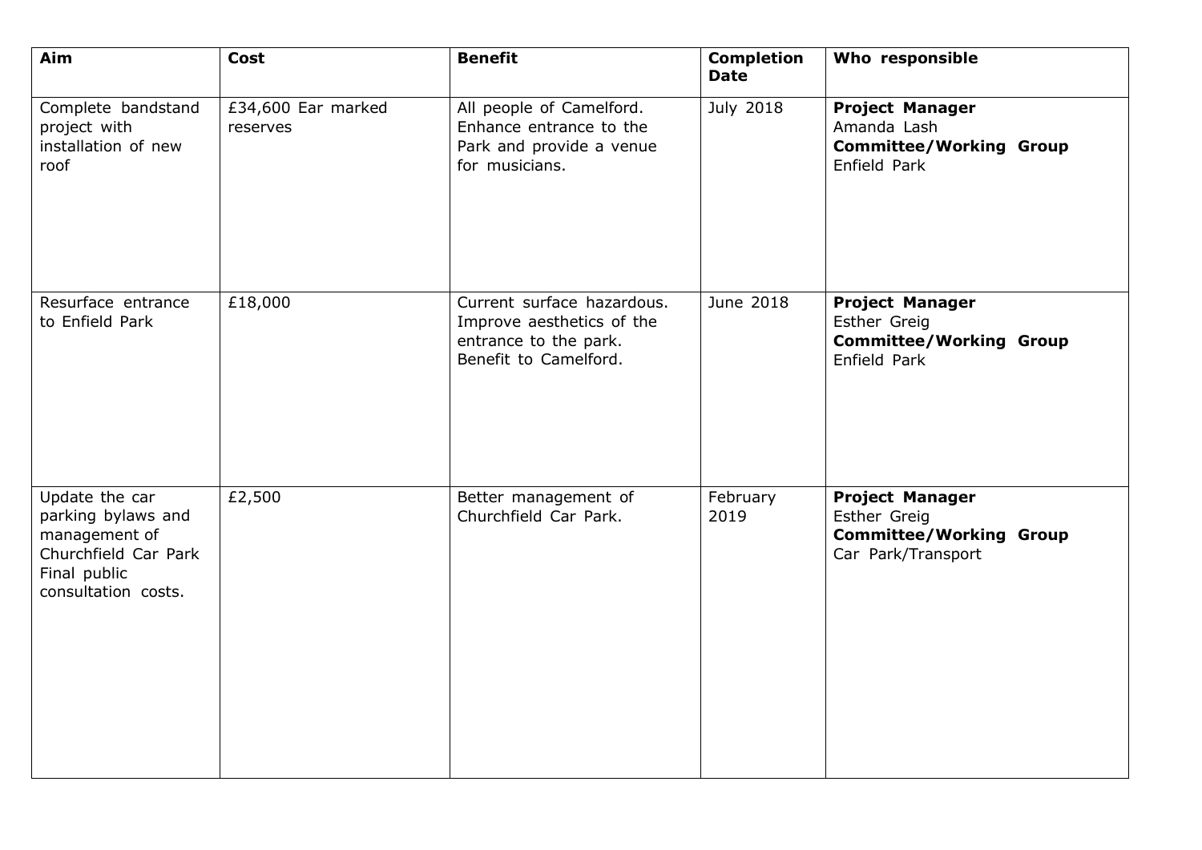| Aim | Cost | Benefit | Completion Date | Who responsible |
|---|---|---|---|---|
| Complete bandstand project with installation of new roof | £34,600 Ear marked reserves | All people of Camelford. Enhance entrance to the Park and provide a venue for musicians. | July 2018 | **Project Manager** Amanda Lash **Committee/Working Group** Enfield Park |
| Resurface entrance to Enfield Park | £18,000 | Current surface hazardous. Improve aesthetics of the entrance to the park. Benefit to Camelford. | June 2018 | **Project Manager** Esther Greig **Committee/Working Group** Enfield Park |
| Update the car parking bylaws and management of Churchfield Car Park Final public consultation costs. | £2,500 | Better management of Churchfield Car Park. | February 2019 | **Project Manager** Esther Greig **Committee/Working Group** Car Park/Transport |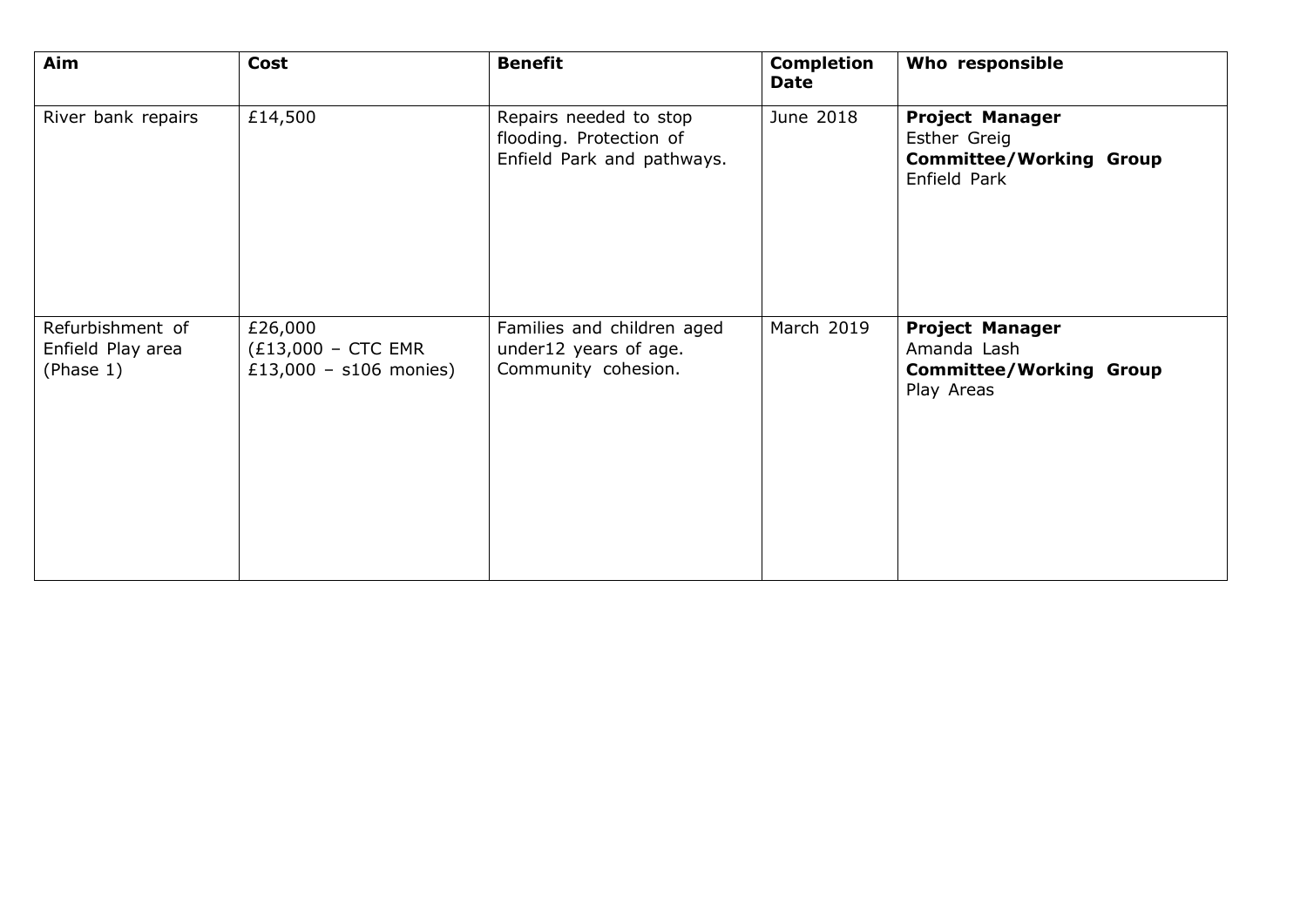| Aim | Cost | Benefit | Completion Date | Who responsible |
|---|---|---|---|---|
| River bank repairs | £14,500 | Repairs needed to stop flooding. Protection of Enfield Park and pathways. | June 2018 | **Project Manager** Esther Greig **Committee/Working Group** Enfield Park |
| Refurbishment of Enfield Play area (Phase 1) | £26,000 (£13,000 – CTC EMR £13,000 – s106 monies) | Families and children aged under12 years of age. Community cohesion. | March 2019 | **Project Manager** Amanda Lash **Committee/Working Group** Play Areas |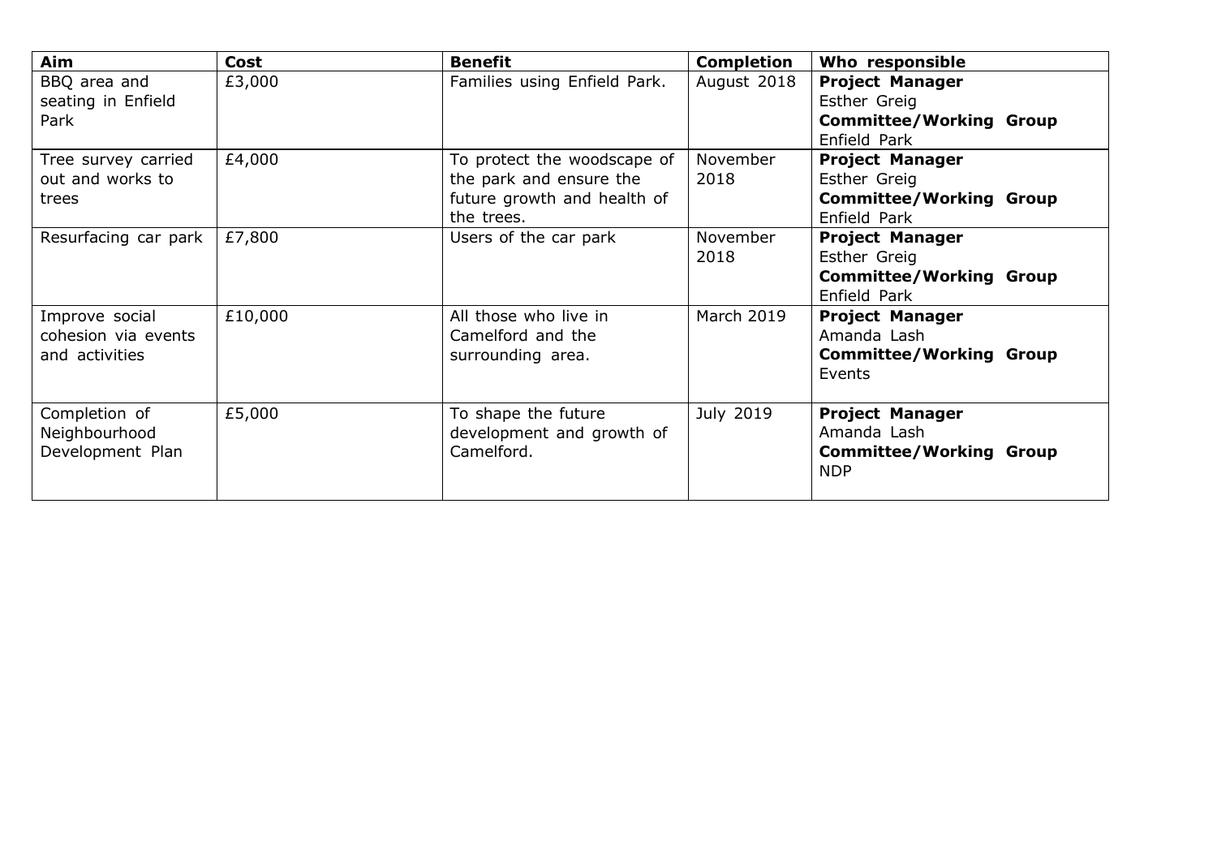| Aim | Cost | Benefit | Completion | Who responsible |
|---|---|---|---|---|
| BBQ area and seating in Enfield Park | £3,000 | Families using Enfield Park. | August 2018 | **Project Manager** Esther Greig **Committee/Working Group** Enfield Park |
| Tree survey carried out and works to trees | £4,000 | To protect the woodscape of the park and ensure the future growth and health of the trees. | November 2018 | **Project Manager** Esther Greig **Committee/Working Group** Enfield Park |
| Resurfacing car park | £7,800 | Users of the car park | November 2018 | **Project Manager** Esther Greig **Committee/Working Group** Enfield Park |
| Improve social cohesion via events and activities | £10,000 | All those who live in Camelford and the surrounding area. | March 2019 | **Project Manager** Amanda Lash **Committee/Working Group** Events |
| Completion of Neighbourhood Development Plan | £5,000 | To shape the future development and growth of Camelford. | July 2019 | **Project Manager** Amanda Lash **Committee/Working Group** NDP |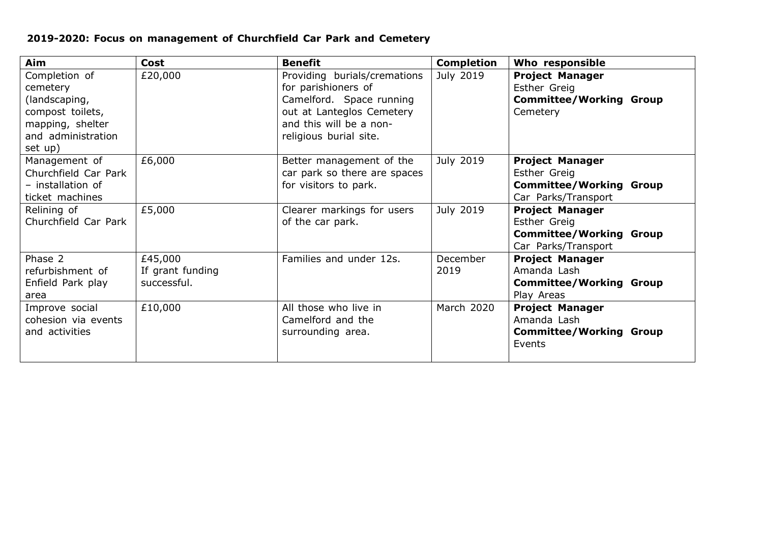**2019-2020: Focus on management of Churchfield Car Park and Cemetery**

| Aim | Cost | Benefit | Completion | Who responsible |
|---|---|---|---|---|
| Completion of cemetery (landscaping, compost toilets, mapping, shelter and administration set up) | £20,000 | Providing burials/cremations for parishioners of Camelford. Space running out at Lanteglos Cemetery and this will be a non-religious burial site. | July 2019 | **Project Manager** Esther Greig **Committee/Working Group** Cemetery |
| Management of Churchfield Car Park – installation of ticket machines | £6,000 | Better management of the car park so there are spaces for visitors to park. | July 2019 | **Project Manager** Esther Greig **Committee/Working Group** Car Parks/Transport |
| Relining of Churchfield Car Park | £5,000 | Clearer markings for users of the car park. | July 2019 | **Project Manager** Esther Greig **Committee/Working Group** Car Parks/Transport |
| Phase 2 refurbishment of Enfield Park play area | £45,000 If grant funding successful. | Families and under 12s. | December 2019 | **Project Manager** Amanda Lash **Committee/Working Group** Play Areas |
| Improve social cohesion via events and activities | £10,000 | All those who live in Camelford and the surrounding area. | March 2020 | **Project Manager** Amanda Lash **Committee/Working Group** Events |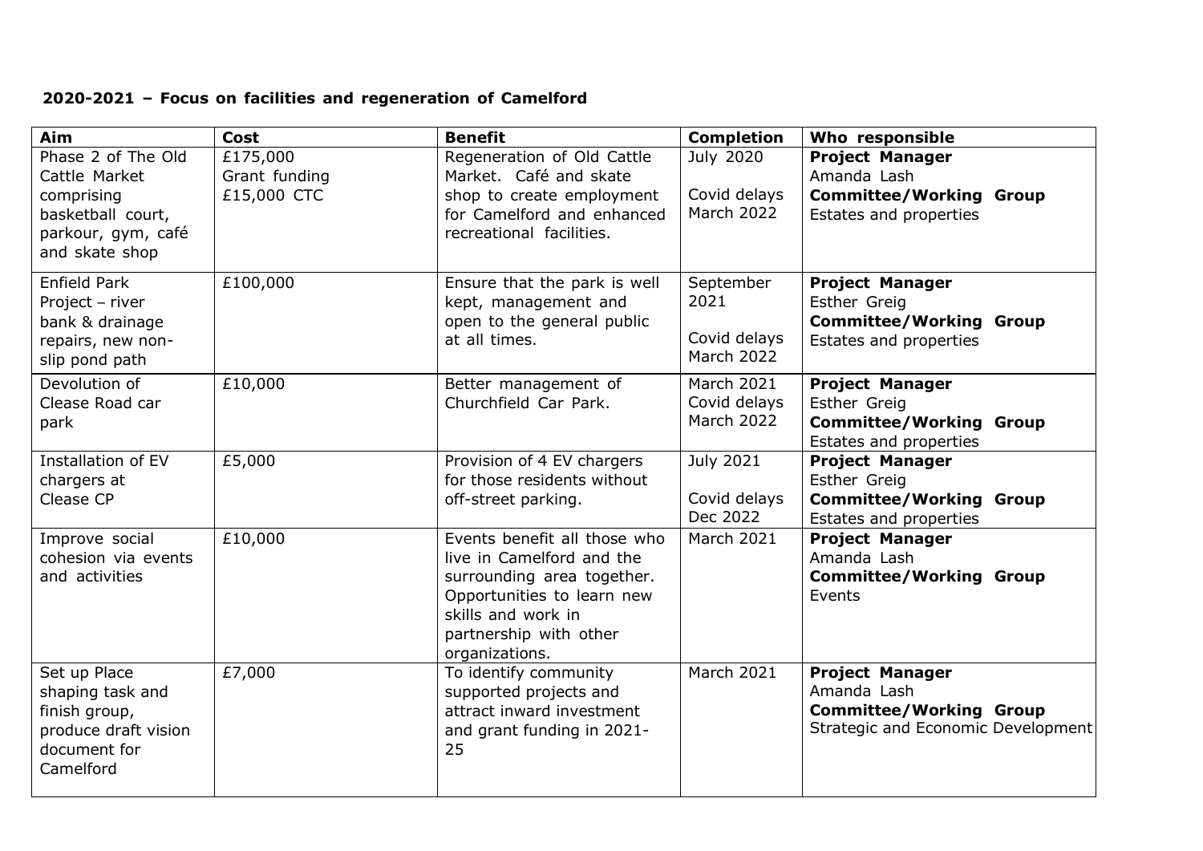## 2020-2021 – Focus on facilities and regeneration of Camelford

| Aim | Cost | Benefit | Completion | Who responsible |
|---|---|---|---|---|
| Phase 2 of The Old Cattle Market comprising basketball court, parkour, gym, café and skate shop | £175,000 Grant funding £15,000 CTC | Regeneration of Old Cattle Market. Café and skate shop to create employment for Camelford and enhanced recreational facilities. | July 2020<br><br>Covid delays March 2022 | **Project Manager** Amanda Lash **Committee/Working Group** Estates and properties |
| Enfield Park Project – river bank & drainage repairs, new non-slip pond path | £100,000 | Ensure that the park is well kept, management and open to the general public at all times. | September 2021<br><br>Covid delays March 2022 | **Project Manager** Esther Greig **Committee/Working Group** Estates and properties |
| Devolution of Clease Road car park | £10,000 | Better management of Churchfield Car Park. | March 2021 Covid delays March 2022 | **Project Manager** Esther Greig **Committee/Working Group** Estates and properties |
| Installation of EV chargers at Clease CP | £5,000 | Provision of 4 EV chargers for those residents without off-street parking. | July 2021<br><br>Covid delays Dec 2022 | **Project Manager** Esther Greig **Committee/Working Group** Estates and properties |
| Improve social cohesion via events and activities | £10,000 | Events benefit all those who live in Camelford and the surrounding area together. Opportunities to learn new skills and work in partnership with other organizations. | March 2021 | **Project Manager** Amanda Lash **Committee/Working Group** Events |
| Set up Place shaping task and finish group, produce draft vision document for Camelford | £7,000 | To identify community supported projects and attract inward investment and grant funding in 2021-25 | March 2021 | **Project Manager** Amanda Lash **Committee/Working Group** Strategic and Economic Development |